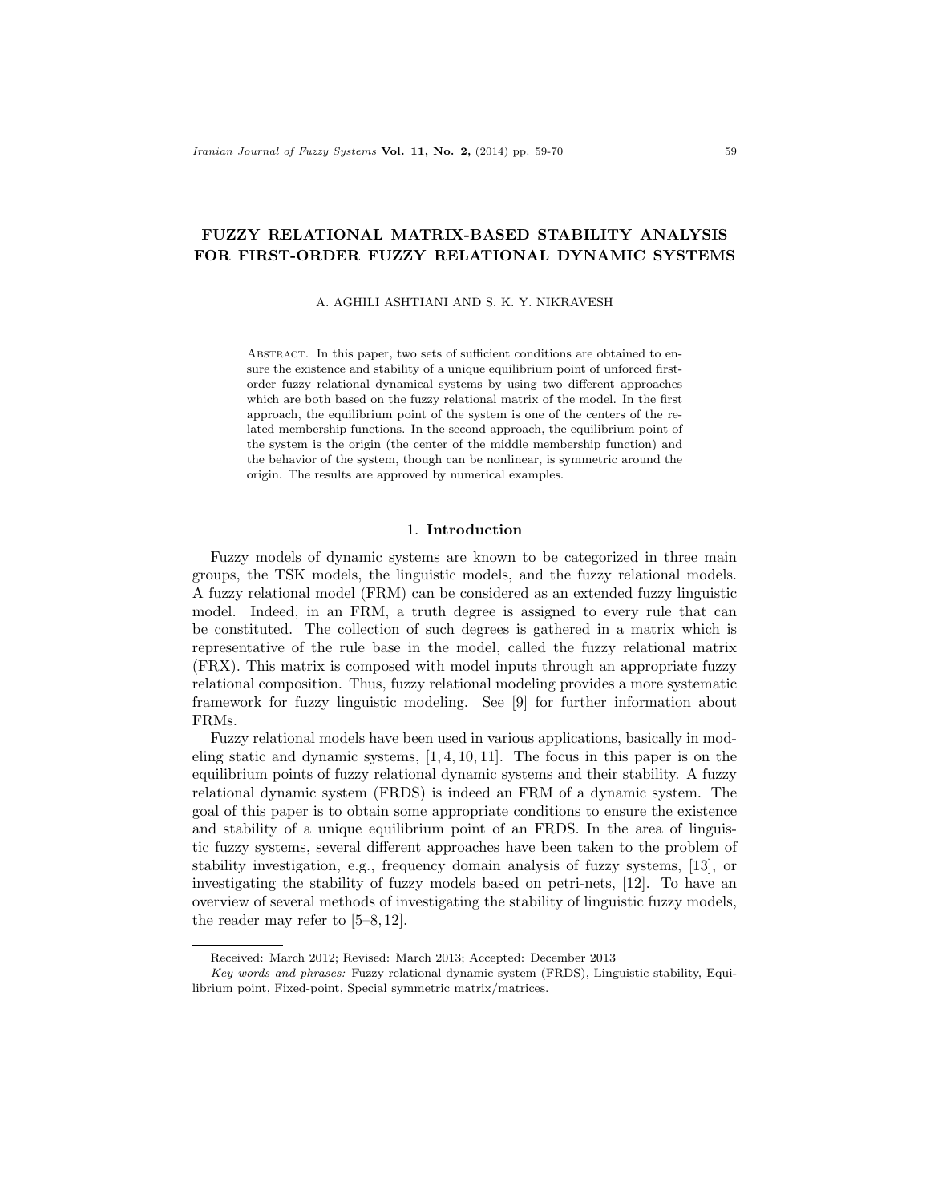# FUZZY RELATIONAL MATRIX-BASED STABILITY ANALYSIS FOR FIRST-ORDER FUZZY RELATIONAL DYNAMIC SYSTEMS

A. AGHILI ASHTIANI AND S. K. Y. NIKRAVESH

Abstract. In this paper, two sets of sufficient conditions are obtained to ensure the existence and stability of a unique equilibrium point of unforced first-order fuzzy relational dynamical systems by using two different approaches which are both based on the fuzzy relational matrix of the model. In the first approach, the equilibrium point of the system is one of the centers of the related membership functions. In the second approach, the equilibrium point of the system is the origin (the center of the middle membership function) and the behavior of the system, though can be nonlinear, is symmetric around the origin. The results are approved by numerical examples.

## 1. Introduction

Fuzzy models of dynamic systems are known to be categorized in three main groups, the TSK models, the linguistic models, and the fuzzy relational models. A fuzzy relational model (FRM) can be considered as an extended fuzzy linguistic model. Indeed, in an FRM, a truth degree is assigned to every rule that can be constituted. The collection of such degrees is gathered in a matrix which is representative of the rule base in the model, called the fuzzy relational matrix (FRX). This matrix is composed with model inputs through an appropriate fuzzy relational composition. Thus, fuzzy relational modeling provides a more systematic framework for fuzzy linguistic modeling. See [9] for further information about FRMs.

Fuzzy relational models have been used in various applications, basically in modeling static and dynamic systems, [1, 4, 10, 11]. The focus in this paper is on the equilibrium points of fuzzy relational dynamic systems and their stability. A fuzzy relational dynamic system (FRDS) is indeed an FRM of a dynamic system. The goal of this paper is to obtain some appropriate conditions to ensure the existence and stability of a unique equilibrium point of an FRDS. In the area of linguistic fuzzy systems, several different approaches have been taken to the problem of stability investigation, e.g., frequency domain analysis of fuzzy systems, [13], or investigating the stability of fuzzy models based on petri-nets, [12]. To have an overview of several methods of investigating the stability of linguistic fuzzy models, the reader may refer to [5–8, 12].

Received: March 2012; Revised: March 2013; Accepted: December 2013

*Key words and phrases:* Fuzzy relational dynamic system (FRDS), Linguistic stability, Equilibrium point, Fixed-point, Special symmetric matrix/matrices.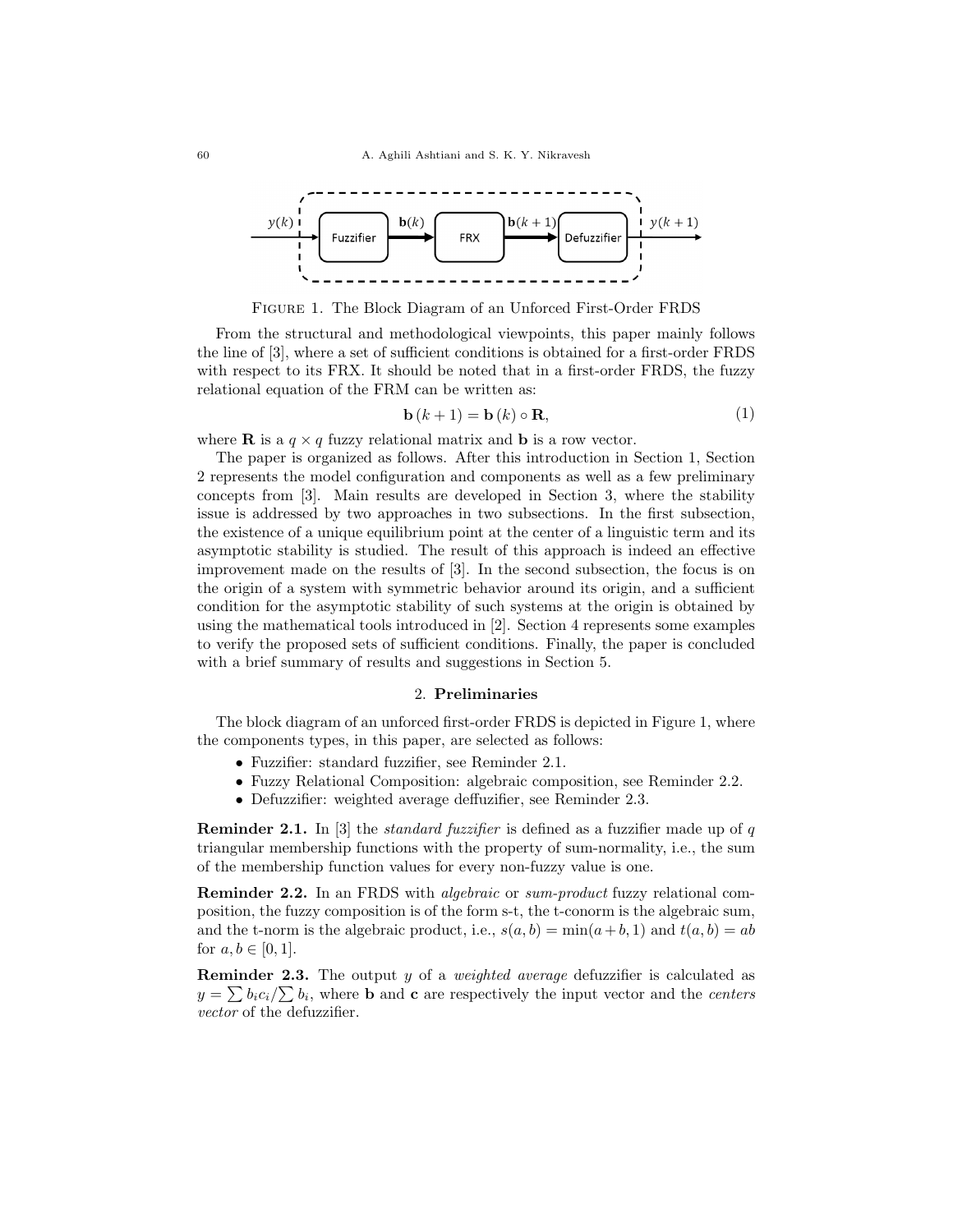FIGURE 1. The Block Diagram of an Unforced First-Order FRDS

From the structural and methodological viewpoints, this paper mainly follows the line of [3], where a set of sufficient conditions is obtained for a first-order FRDS with respect to its FRX. It should be noted that in a first-order FRDS, the fuzzy relational equation of the FRM can be written as:

$$\mathbf{b}\,(k+1) = \mathbf{b}\,(k) \circ \mathbf{R}, \tag{1}$$

where $\mathbf{R}$ is a $q \times q$ fuzzy relational matrix and $\mathbf{b}$ is a row vector.

The paper is organized as follows. After this introduction in Section 1, Section 2 represents the model configuration and components as well as a few preliminary concepts from [3]. Main results are developed in Section 3, where the stability issue is addressed by two approaches in two subsections. In the first subsection, the existence of a unique equilibrium point at the center of a linguistic term and its asymptotic stability is studied. The result of this approach is indeed an effective improvement made on the results of [3]. In the second subsection, the focus is on the origin of a system with symmetric behavior around its origin, and a sufficient condition for the asymptotic stability of such systems at the origin is obtained by using the mathematical tools introduced in [2]. Section 4 represents some examples to verify the proposed sets of sufficient conditions. Finally, the paper is concluded with a brief summary of results and suggestions in Section 5.

## 2. Preliminaries

The block diagram of an unforced first-order FRDS is depicted in Figure 1, where the components types, in this paper, are selected as follows:

- Fuzzifier: standard fuzzifier, see Reminder 2.1.
- Fuzzy Relational Composition: algebraic composition, see Reminder 2.2.
- Defuzzifier: weighted average deffuzifier, see Reminder 2.3.

**Reminder 2.1.** In [3] the *standard fuzzifier* is defined as a fuzzifier made up of $q$ triangular membership functions with the property of sum-normality, i.e., the sum of the membership function values for every non-fuzzy value is one.

**Reminder 2.2.** In an FRDS with *algebraic* or *sum-product* fuzzy relational composition, the fuzzy composition is of the form s-t, the t-conorm is the algebraic sum, and the t-norm is the algebraic product, i.e., $s(a, b) = \min(a + b, 1)$ and $t(a, b) = ab$ for $a, b \in [0, 1]$.

**Reminder 2.3.** The output $y$ of a *weighted average* defuzzifier is calculated as $y = \sum b_i c_i / \sum b_i$, where $\mathbf{b}$ and $\mathbf{c}$ are respectively the input vector and the *centers vector* of the defuzzifier.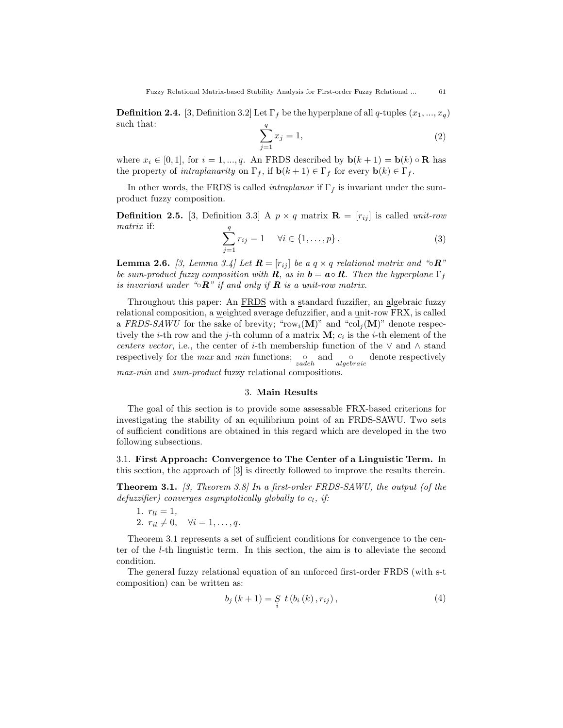**Definition 2.4.** [3, Definition 3.2] Let $\Gamma_f$ be the hyperplane of all $q$-tuples $(x_1, ..., x_q)$ such that:

$$\sum_{j=1}^{q} x_j = 1, \tag{2}$$

where $x_i \in [0, 1]$, for $i = 1, ..., q$. An FRDS described by $\mathbf{b}(k+1) = \mathbf{b}(k) \circ \mathbf{R}$ has the property of *intraplanarity* on $\Gamma_f$, if $\mathbf{b}(k+1) \in \Gamma_f$ for every $\mathbf{b}(k) \in \Gamma_f$.

In other words, the FRDS is called *intraplanar* if $\Gamma_f$ is invariant under the sum-product fuzzy composition.

**Definition 2.5.** [3, Definition 3.3] A $p \times q$ matrix $\mathbf{R} = [r_{ij}]$ is called *unit-row matrix* if:

$$\sum_{j=1}^{q} r_{ij} = 1 \quad \forall i \in \{1, \ldots, p\}. \tag{3}$$

**Lemma 2.6.** *[3, Lemma 3.4] Let $\boldsymbol{R} = [r_{ij}]$ be a $q \times q$ relational matrix and "$\circ\boldsymbol{R}$" be sum-product fuzzy composition with $\boldsymbol{R}$, as in $\boldsymbol{b} = \boldsymbol{a} \circ \boldsymbol{R}$. Then the hyperplane $\Gamma_f$ is invariant under "$\circ\boldsymbol{R}$" if and only if $\boldsymbol{R}$ is a unit-row matrix.*

Throughout this paper: An FRDS with a standard fuzzifier, an algebraic fuzzy relational composition, a weighted average defuzzifier, and a unit-row FRX, is called a *FRDS-SAWU* for the sake of brevity; "$\text{row}_i(\mathbf{M})$" and "$\text{col}_j(\mathbf{M})$" denote respectively the $i$-th row and the $j$-th column of a matrix $\mathbf{M}$; $c_i$ is the $i$-th element of the *centers vector*, i.e., the center of $i$-th membership function of the $\vee$ and $\wedge$ stand respectively for the *max* and *min* functions; $\underset{zadeh}{\circ}$ and $\underset{algebraic}{\circ}$ denote respectively *max-min* and *sum-product* fuzzy relational compositions.

## 3. Main Results

The goal of this section is to provide some assessable FRX-based criterions for investigating the stability of an equilibrium point of an FRDS-SAWU. Two sets of sufficient conditions are obtained in this regard which are developed in the two following subsections.

### 3.1. First Approach: Convergence to The Center of a Linguistic Term.

In this section, the approach of [3] is directly followed to improve the results therein.

**Theorem 3.1.** *[3, Theorem 3.8] In a first-order FRDS-SAWU, the output (of the defuzzifier) converges asymptotically globally to $c_l$, if:*

1. $r_{ll} = 1$,
2. $r_{il} \neq 0, \quad \forall i = 1, \ldots, q.$

Theorem 3.1 represents a set of sufficient conditions for convergence to the center of the $l$-th linguistic term. In this section, the aim is to alleviate the second condition.

The general fuzzy relational equation of an unforced first-order FRDS (with s-t composition) can be written as:

$$b_j(k+1) = \underset{i}{S}\ t\left(b_i(k), r_{ij}\right), \tag{4}$$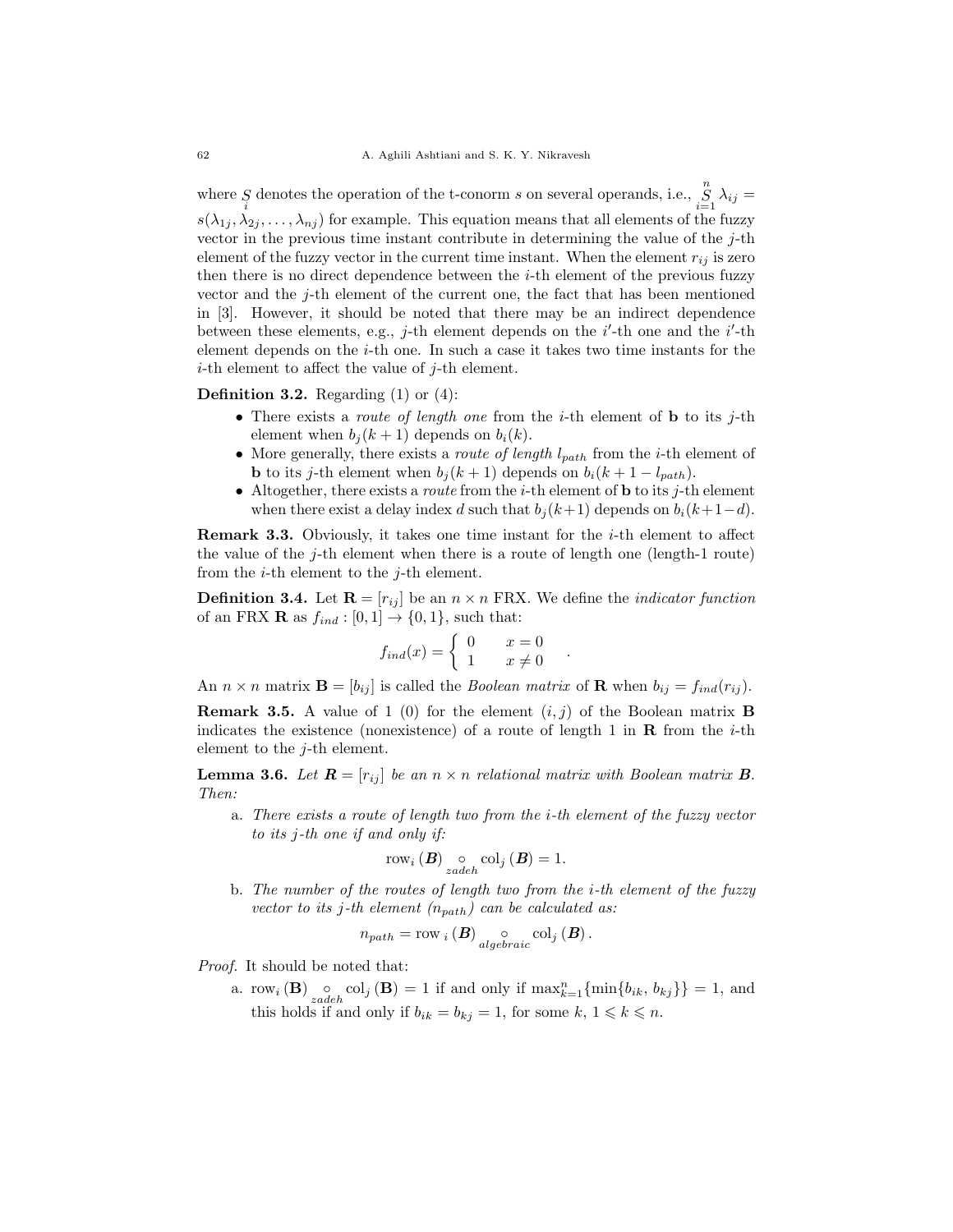where $\underset{i}{S}$ denotes the operation of the t-conorm $s$ on several operands, i.e., $\overset{n}{\underset{i=1}{S}} \lambda_{ij} = s(\lambda_{1j}, \lambda_{2j}, \ldots, \lambda_{nj})$ for example. This equation means that all elements of the fuzzy vector in the previous time instant contribute in determining the value of the $j$-th element of the fuzzy vector in the current time instant. When the element $r_{ij}$ is zero then there is no direct dependence between the $i$-th element of the previous fuzzy vector and the $j$-th element of the current one, the fact that has been mentioned in [3]. However, it should be noted that there may be an indirect dependence between these elements, e.g., $j$-th element depends on the $i'$-th one and the $i'$-th element depends on the $i$-th one. In such a case it takes two time instants for the $i$-th element to affect the value of $j$-th element.

**Definition 3.2.** Regarding (1) or (4):

- There exists a *route of length one* from the $i$-th element of $\mathbf{b}$ to its $j$-th element when $b_j(k+1)$ depends on $b_i(k)$.
- More generally, there exists a *route of length* $l_{path}$ from the $i$-th element of $\mathbf{b}$ to its $j$-th element when $b_j(k+1)$ depends on $b_i(k+1-l_{path})$.
- Altogether, there exists a *route* from the $i$-th element of $\mathbf{b}$ to its $j$-th element when there exist a delay index $d$ such that $b_j(k+1)$ depends on $b_i(k+1-d)$.

**Remark 3.3.** Obviously, it takes one time instant for the $i$-th element to affect the value of the $j$-th element when there is a route of length one (length-1 route) from the $i$-th element to the $j$-th element.

**Definition 3.4.** Let $\mathbf{R} = [r_{ij}]$ be an $n \times n$ FRX. We define the *indicator function* of an FRX $\mathbf{R}$ as $f_{ind} : [0,1] \to \{0,1\}$, such that:

$$f_{ind}(x) = \begin{cases} 0 & x = 0 \\ 1 & x \neq 0 \end{cases} .$$

An $n \times n$ matrix $\mathbf{B} = [b_{ij}]$ is called the *Boolean matrix* of $\mathbf{R}$ when $b_{ij} = f_{ind}(r_{ij})$.

**Remark 3.5.** A value of 1 (0) for the element $(i,j)$ of the Boolean matrix $\mathbf{B}$ indicates the existence (nonexistence) of a route of length 1 in $\mathbf{R}$ from the $i$-th element to the $j$-th element.

**Lemma 3.6.** *Let $\boldsymbol{R} = [r_{ij}]$ be an $n \times n$ relational matrix with Boolean matrix $\boldsymbol{B}$. Then:*

a. *There exists a route of length two from the $i$-th element of the fuzzy vector to its $j$-th one if and only if:*

$$\mathrm{row}_i(\boldsymbol{B}) \underset{zadeh}{\circ} \mathrm{col}_j(\boldsymbol{B}) = 1.$$

b. *The number of the routes of length two from the $i$-th element of the fuzzy vector to its $j$-th element ($n_{path}$) can be calculated as:*

$$n_{path} = \mathrm{row}_i(\boldsymbol{B}) \underset{algebraic}{\circ} \mathrm{col}_j(\boldsymbol{B}).$$

*Proof.* It should be noted that:

a. $\mathrm{row}_i(\mathbf{B}) \underset{zadeh}{\circ} \mathrm{col}_j(\mathbf{B}) = 1$ if and only if $\max_{k=1}^{n}\{\min\{b_{ik}, b_{kj}\}\} = 1$, and this holds if and only if $b_{ik} = b_{kj} = 1$, for some $k$, $1 \leqslant k \leqslant n$.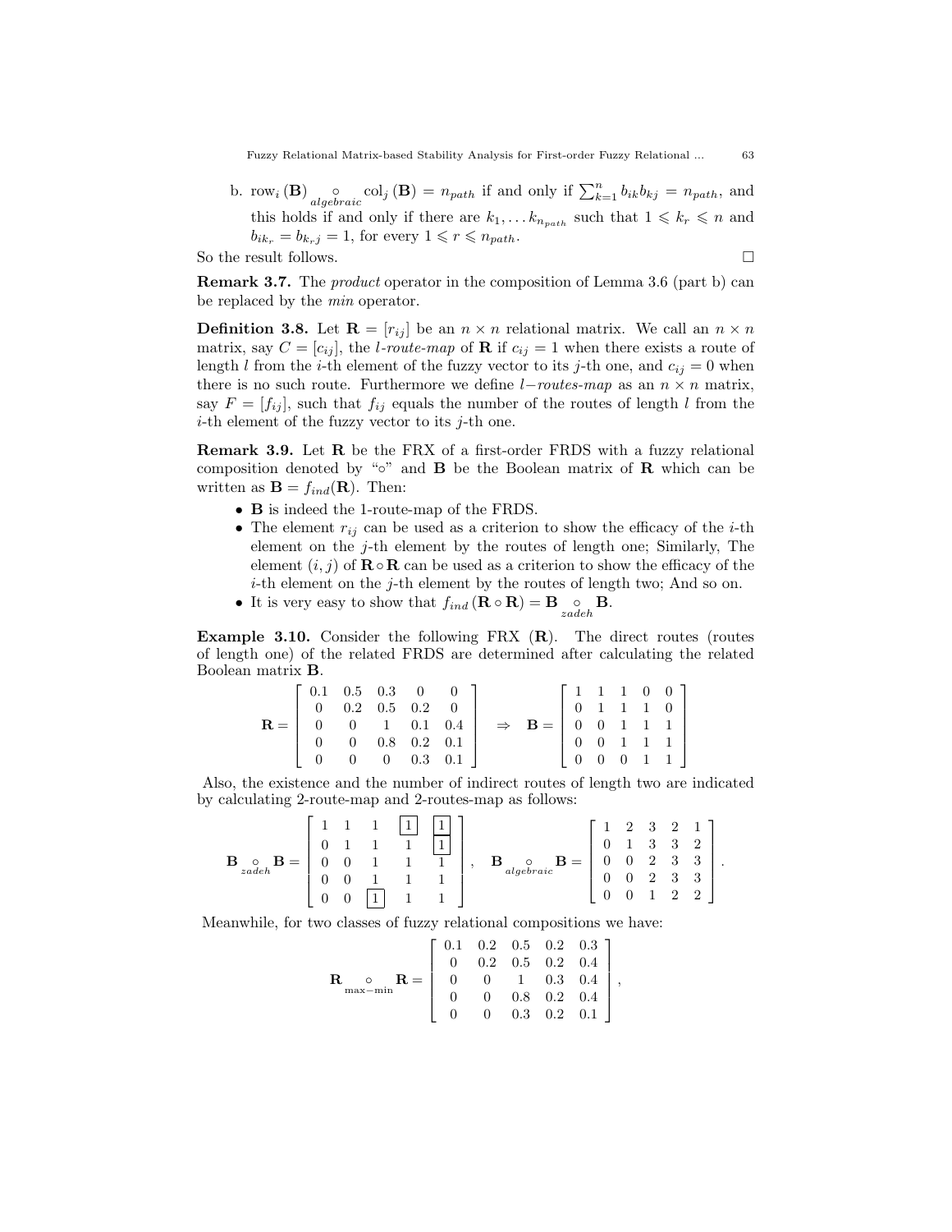b. $\text{row}_i(\mathbf{B}) \underset{algebraic}{\circ} \text{col}_j(\mathbf{B}) = n_{path}$ if and only if $\sum_{k=1}^{n} b_{ik}b_{kj} = n_{path}$, and this holds if and only if there are $k_1, \ldots k_{n_{path}}$ such that $1 \leqslant k_r \leqslant n$ and $b_{ik_r} = b_{k_r j} = 1$, for every $1 \leqslant r \leqslant n_{path}$.

So the result follows. □

**Remark 3.7.** The *product* operator in the composition of Lemma 3.6 (part b) can be replaced by the *min* operator.

**Definition 3.8.** Let $\mathbf{R} = [r_{ij}]$ be an $n \times n$ relational matrix. We call an $n \times n$ matrix, say $C = [c_{ij}]$, the *l-route-map* of $\mathbf{R}$ if $c_{ij} = 1$ when there exists a route of length $l$ from the $i$-th element of the fuzzy vector to its $j$-th one, and $c_{ij} = 0$ when there is no such route. Furthermore we define *l−routes-map* as an $n \times n$ matrix, say $F = [f_{ij}]$, such that $f_{ij}$ equals the number of the routes of length $l$ from the $i$-th element of the fuzzy vector to its $j$-th one.

**Remark 3.9.** Let $\mathbf{R}$ be the FRX of a first-order FRDS with a fuzzy relational composition denoted by "$\circ$" and $\mathbf{B}$ be the Boolean matrix of $\mathbf{R}$ which can be written as $\mathbf{B} = f_{ind}(\mathbf{R})$. Then:

- $\mathbf{B}$ is indeed the 1-route-map of the FRDS.
- The element $r_{ij}$ can be used as a criterion to show the efficacy of the $i$-th element on the $j$-th element by the routes of length one; Similarly, The element $(i, j)$ of $\mathbf{R} \circ \mathbf{R}$ can be used as a criterion to show the efficacy of the $i$-th element on the $j$-th element by the routes of length two; And so on.
- It is very easy to show that $f_{ind}(\mathbf{R} \circ \mathbf{R}) = \mathbf{B} \underset{zadeh}{\circ} \mathbf{B}$.

**Example 3.10.** Consider the following FRX ($\mathbf{R}$). The direct routes (routes of length one) of the related FRDS are determined after calculating the related Boolean matrix $\mathbf{B}$.

$$\mathbf{R} = \begin{bmatrix} 0.1 & 0.5 & 0.3 & 0 & 0 \\ 0 & 0.2 & 0.5 & 0.2 & 0 \\ 0 & 0 & 1 & 0.1 & 0.4 \\ 0 & 0 & 0.8 & 0.2 & 0.1 \\ 0 & 0 & 0 & 0.3 & 0.1 \end{bmatrix} \quad \Rightarrow \quad \mathbf{B} = \begin{bmatrix} 1 & 1 & 1 & 0 & 0 \\ 0 & 1 & 1 & 1 & 0 \\ 0 & 0 & 1 & 1 & 1 \\ 0 & 0 & 1 & 1 & 1 \\ 0 & 0 & 0 & 1 & 1 \end{bmatrix}$$

Also, the existence and the number of indirect routes of length two are indicated by calculating 2-route-map and 2-routes-map as follows:

$$\mathbf{B} \underset{zadeh}{\circ} \mathbf{B} = \begin{bmatrix} 1 & 1 & 1 & \boxed{1} & \boxed{1} \\ 0 & 1 & 1 & 1 & \boxed{1} \\ 0 & 0 & 1 & 1 & 1 \\ 0 & 0 & 1 & 1 & 1 \\ 0 & 0 & \boxed{1} & 1 & 1 \end{bmatrix}, \quad \mathbf{B} \underset{algebraic}{\circ} \mathbf{B} = \begin{bmatrix} 1 & 2 & 3 & 2 & 1 \\ 0 & 1 & 3 & 3 & 2 \\ 0 & 0 & 2 & 3 & 3 \\ 0 & 0 & 2 & 3 & 3 \\ 0 & 0 & 1 & 2 & 2 \end{bmatrix}.$$

Meanwhile, for two classes of fuzzy relational compositions we have:

$$\mathbf{R} \underset{\max-\min}{\circ} \mathbf{R} = \begin{bmatrix} 0.1 & 0.2 & 0.5 & 0.2 & 0.3 \\ 0 & 0.2 & 0.5 & 0.2 & 0.4 \\ 0 & 0 & 1 & 0.3 & 0.4 \\ 0 & 0 & 0.8 & 0.2 & 0.4 \\ 0 & 0 & 0.3 & 0.2 & 0.1 \end{bmatrix},$$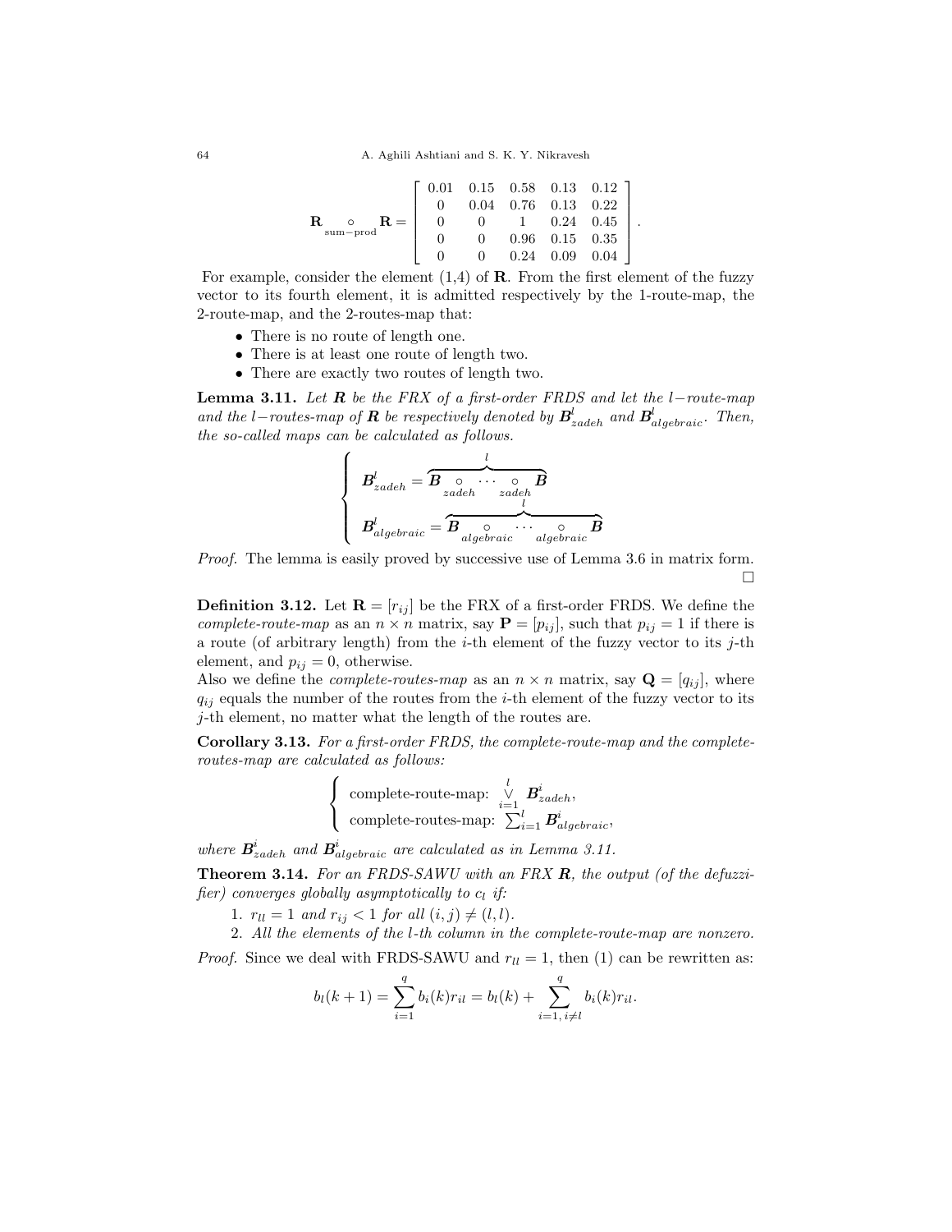$$\mathbf{R} \underset{\text{sum-prod}}{\circ} \mathbf{R} = \begin{bmatrix} 0.01 & 0.15 & 0.58 & 0.13 & 0.12 \\ 0 & 0.04 & 0.76 & 0.13 & 0.22 \\ 0 & 0 & 1 & 0.24 & 0.45 \\ 0 & 0 & 0.96 & 0.15 & 0.35 \\ 0 & 0 & 0.24 & 0.09 & 0.04 \end{bmatrix}.$$

For example, consider the element (1,4) of $\mathbf{R}$. From the first element of the fuzzy vector to its fourth element, it is admitted respectively by the 1-route-map, the 2-route-map, and the 2-routes-map that:

- There is no route of length one.
- There is at least one route of length two.
- There are exactly two routes of length two.

**Lemma 3.11.** *Let $\boldsymbol{R}$ be the FRX of a first-order FRDS and let the $l-$route-map and the $l-$routes-map of $\boldsymbol{R}$ be respectively denoted by $\boldsymbol{B}^l_{zadeh}$ and $\boldsymbol{B}^l_{algebraic}$. Then, the so-called maps can be calculated as follows.*

$$\begin{cases} \boldsymbol{B}^l_{zadeh} = \overbrace{\boldsymbol{B} \underset{zadeh}{\circ} \cdots \underset{zadeh}{\circ} \boldsymbol{B}}^{l} \\ \boldsymbol{B}^l_{algebraic} = \overbrace{\boldsymbol{B} \underset{algebraic}{\circ} \cdots \underset{algebraic}{\circ} \boldsymbol{B}}^{l} \end{cases}$$

*Proof.* The lemma is easily proved by successive use of Lemma 3.6 in matrix form. □

**Definition 3.12.** Let $\mathbf{R} = [r_{ij}]$ be the FRX of a first-order FRDS. We define the *complete-route-map* as an $n \times n$ matrix, say $\mathbf{P} = [p_{ij}]$, such that $p_{ij} = 1$ if there is a route (of arbitrary length) from the $i$-th element of the fuzzy vector to its $j$-th element, and $p_{ij} = 0$, otherwise.
Also we define the *complete-routes-map* as an $n \times n$ matrix, say $\mathbf{Q} = [q_{ij}]$, where $q_{ij}$ equals the number of the routes from the $i$-th element of the fuzzy vector to its $j$-th element, no matter what the length of the routes are.

**Corollary 3.13.** *For a first-order FRDS, the complete-route-map and the complete-routes-map are calculated as follows:*

$$\begin{cases} \text{complete-route-map: } \overset{l}{\underset{i=1}{\vee}} \boldsymbol{B}^i_{zadeh}, \\ \text{complete-routes-map: } \sum_{i=1}^{l} \boldsymbol{B}^i_{algebraic}, \end{cases}$$

*where $\boldsymbol{B}^i_{zadeh}$ and $\boldsymbol{B}^i_{algebraic}$ are calculated as in Lemma 3.11.*

**Theorem 3.14.** *For an FRDS-SAWU with an FRX $\boldsymbol{R}$, the output (of the defuzzifier) converges globally asymptotically to $c_l$ if:*

1. *$r_{ll} = 1$ and $r_{ij} < 1$ for all $(i,j) \neq (l,l)$.*
2. *All the elements of the $l$-th column in the complete-route-map are nonzero.*

*Proof.* Since we deal with FRDS-SAWU and $r_{ll} = 1$, then (1) can be rewritten as:

$$b_l(k+1) = \sum_{i=1}^{q} b_i(k) r_{il} = b_l(k) + \sum_{i=1,\, i \neq l}^{q} b_i(k) r_{il}.$$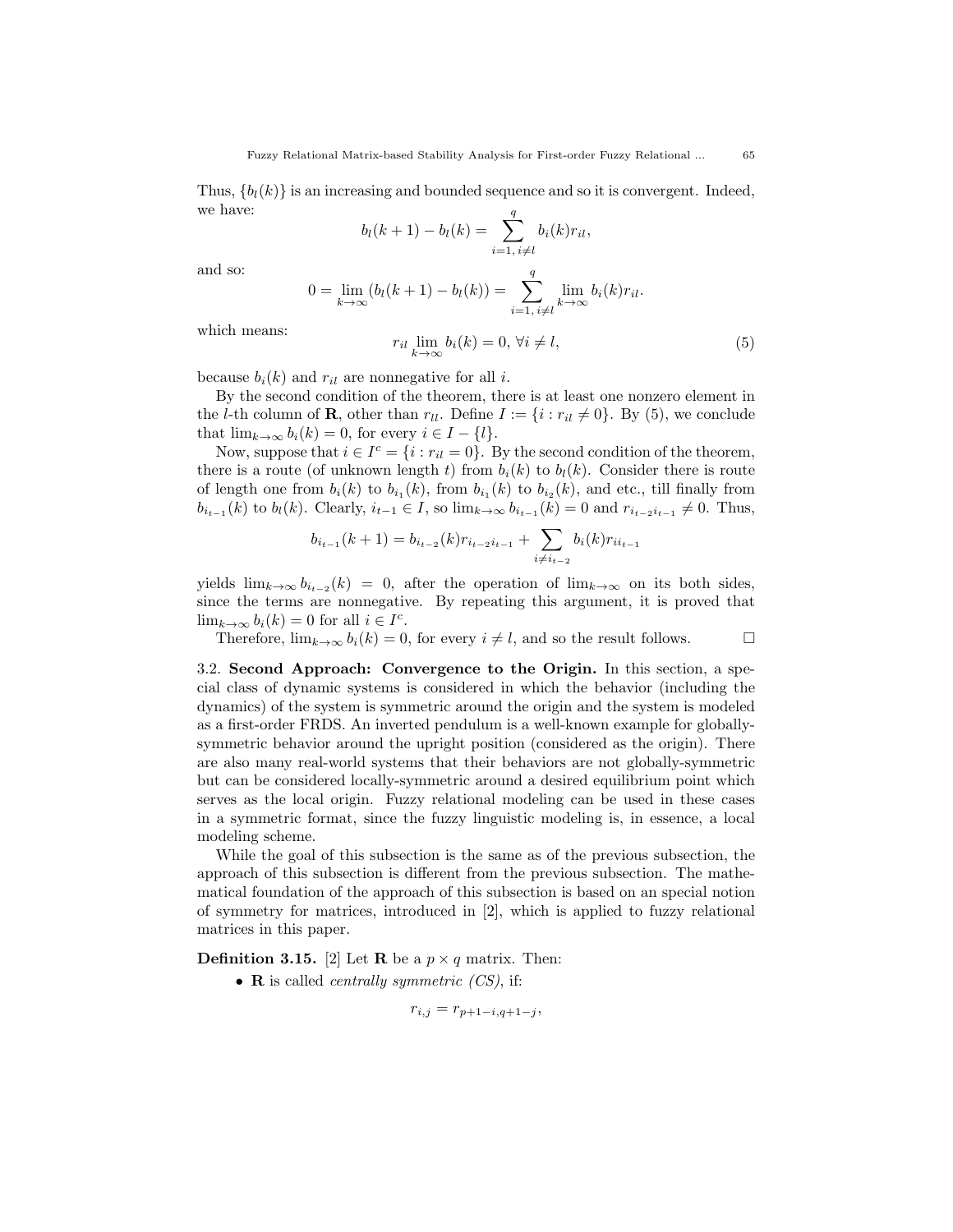Thus, $\{b_l(k)\}$ is an increasing and bounded sequence and so it is convergent. Indeed, we have:

$$b_l(k+1) - b_l(k) = \sum_{i=1,\, i\neq l}^{q} b_i(k) r_{il},$$

and so:

$$0 = \lim_{k\to\infty} (b_l(k+1) - b_l(k)) = \sum_{i=1,\, i\neq l}^{q} \lim_{k\to\infty} b_i(k) r_{il}.$$

which means:

$$r_{il} \lim_{k\to\infty} b_i(k) = 0,\ \forall i \neq l, \tag{5}$$

because $b_i(k)$ and $r_{il}$ are nonnegative for all $i$.

By the second condition of the theorem, there is at least one nonzero element in the $l$-th column of $\mathbf{R}$, other than $r_{ll}$. Define $I := \{i : r_{il} \neq 0\}$. By (5), we conclude that $\lim_{k\to\infty} b_i(k) = 0$, for every $i \in I - \{l\}$.

Now, suppose that $i \in I^c = \{i : r_{il} = 0\}$. By the second condition of the theorem, there is a route (of unknown length $t$) from $b_i(k)$ to $b_l(k)$. Consider there is route of length one from $b_i(k)$ to $b_{i_1}(k)$, from $b_{i_1}(k)$ to $b_{i_2}(k)$, and etc., till finally from $b_{i_{t-1}}(k)$ to $b_l(k)$. Clearly, $i_{t-1} \in I$, so $\lim_{k\to\infty} b_{i_{t-1}}(k) = 0$ and $r_{i_{t-2}i_{t-1}} \neq 0$. Thus,

$$b_{i_{t-1}}(k+1) = b_{i_{t-2}}(k) r_{i_{t-2}i_{t-1}} + \sum_{i\neq i_{t-2}} b_i(k) r_{ii_{t-1}}$$

yields $\lim_{k\to\infty} b_{i_{t-2}}(k) = 0$, after the operation of $\lim_{k\to\infty}$ on its both sides, since the terms are nonnegative. By repeating this argument, it is proved that $\lim_{k\to\infty} b_i(k) = 0$ for all $i \in I^c$.

Therefore, $\lim_{k\to\infty} b_i(k) = 0$, for every $i \neq l$, and so the result follows. $\square$

3.2. **Second Approach: Convergence to the Origin.** In this section, a special class of dynamic systems is considered in which the behavior (including the dynamics) of the system is symmetric around the origin and the system is modeled as a first-order FRDS. An inverted pendulum is a well-known example for globally-symmetric behavior around the upright position (considered as the origin). There are also many real-world systems that their behaviors are not globally-symmetric but can be considered locally-symmetric around a desired equilibrium point which serves as the local origin. Fuzzy relational modeling can be used in these cases in a symmetric format, since the fuzzy linguistic modeling is, in essence, a local modeling scheme.

While the goal of this subsection is the same as of the previous subsection, the approach of this subsection is different from the previous subsection. The mathematical foundation of the approach of this subsection is based on an special notion of symmetry for matrices, introduced in [2], which is applied to fuzzy relational matrices in this paper.

**Definition 3.15.** [2] Let $\mathbf{R}$ be a $p \times q$ matrix. Then:

- $\mathbf{R}$ is called *centrally symmetric (CS)*, if:

$$r_{i,j} = r_{p+1-i,q+1-j},$$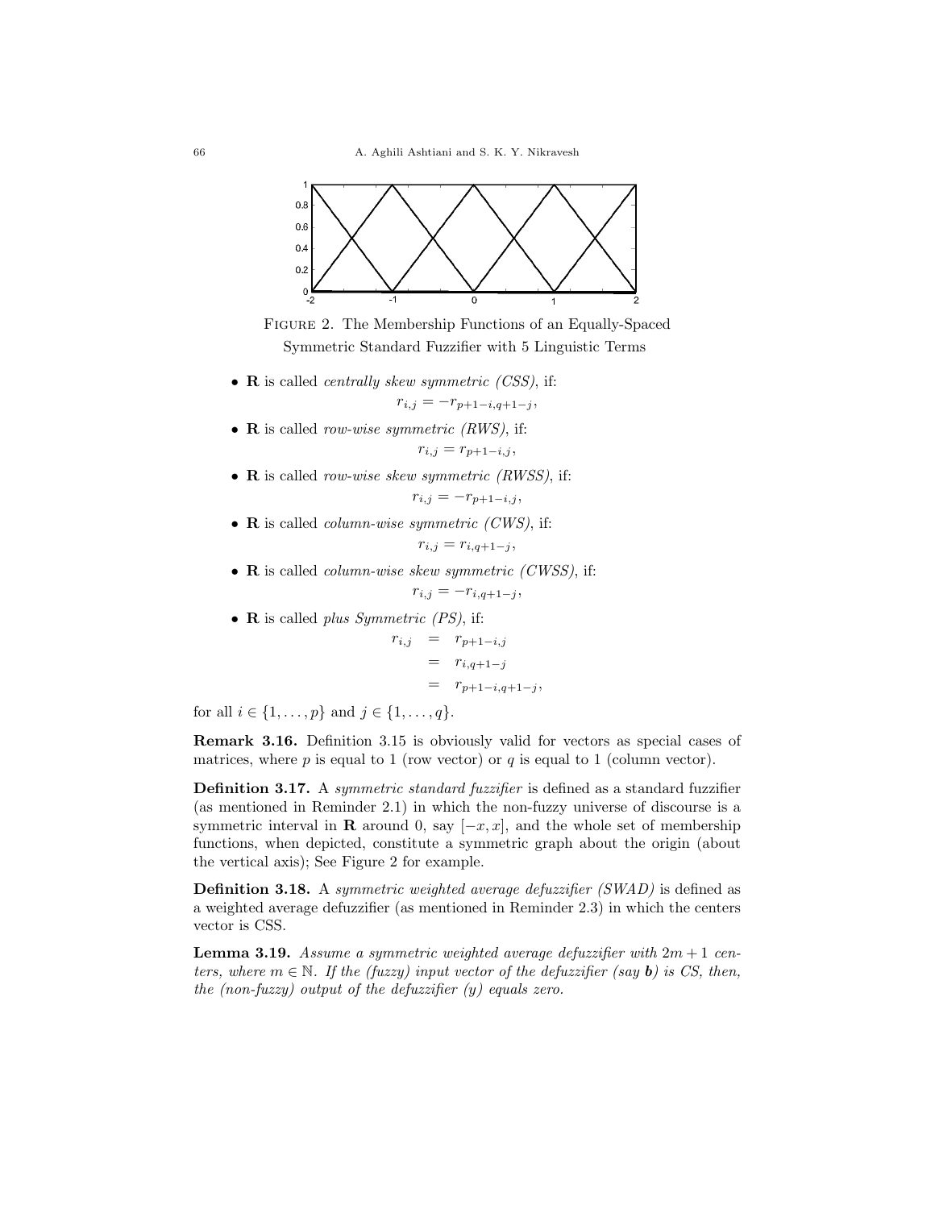FIGURE 2. The Membership Functions of an Equally-Spaced Symmetric Standard Fuzzifier with 5 Linguistic Terms

- $\mathbf{R}$ is called *centrally skew symmetric (CSS)*, if:

$$r_{i,j} = -r_{p+1-i,q+1-j},$$

- $\mathbf{R}$ is called *row-wise symmetric (RWS)*, if:

$$r_{i,j} = r_{p+1-i,j},$$

- $\mathbf{R}$ is called *row-wise skew symmetric (RWSS)*, if:

$$r_{i,j} = -r_{p+1-i,j},$$

- $\mathbf{R}$ is called *column-wise symmetric (CWS)*, if:

$$r_{i,j} = r_{i,q+1-j},$$

- $\mathbf{R}$ is called *column-wise skew symmetric (CWSS)*, if:

$$r_{i,j} = -r_{i,q+1-j},$$

- $\mathbf{R}$ is called *plus Symmetric (PS)*, if:

$$\begin{aligned} r_{i,j} &= r_{p+1-i,j} \\ &= r_{i,q+1-j} \\ &= r_{p+1-i,q+1-j}, \end{aligned}$$

for all $i \in \{1, \ldots, p\}$ and $j \in \{1, \ldots, q\}$.

**Remark 3.16.** Definition 3.15 is obviously valid for vectors as special cases of matrices, where $p$ is equal to 1 (row vector) or $q$ is equal to 1 (column vector).

**Definition 3.17.** A *symmetric standard fuzzifier* is defined as a standard fuzzifier (as mentioned in Reminder 2.1) in which the non-fuzzy universe of discourse is a symmetric interval in $\mathbf{R}$ around 0, say $[-x, x]$, and the whole set of membership functions, when depicted, constitute a symmetric graph about the origin (about the vertical axis); See Figure 2 for example.

**Definition 3.18.** A *symmetric weighted average defuzzifier (SWAD)* is defined as a weighted average defuzzifier (as mentioned in Reminder 2.3) in which the centers vector is CSS.

**Lemma 3.19.** *Assume a symmetric weighted average defuzzifier with $2m+1$ centers, where $m \in \mathbb{N}$. If the (fuzzy) input vector of the defuzzifier (say $\boldsymbol{b}$) is CS, then, the (non-fuzzy) output of the defuzzifier ($y$) equals zero.*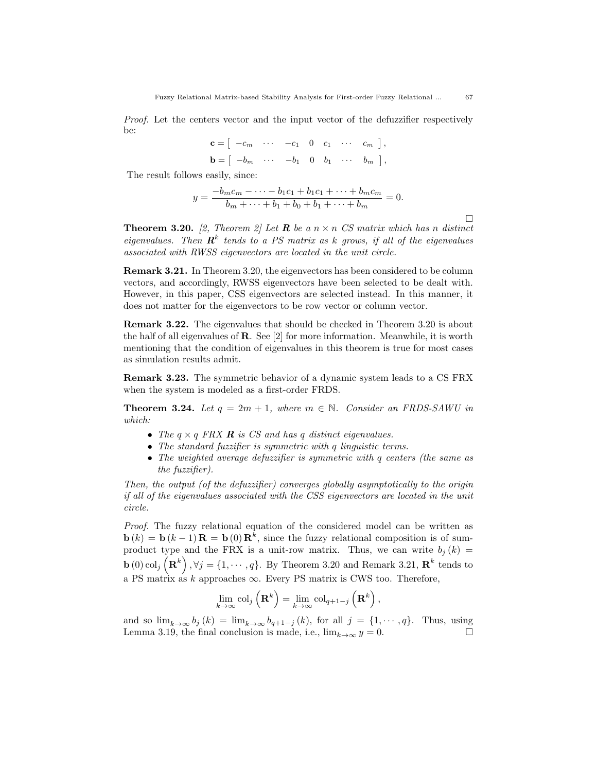*Proof.* Let the centers vector and the input vector of the defuzzifier respectively be:

$$\mathbf{c} = \left[ \begin{array}{ccccccc} -c_m & \cdots & -c_1 & 0 & c_1 & \cdots & c_m \end{array} \right],$$

$$\mathbf{b} = \left[ \begin{array}{ccccccc} -b_m & \cdots & -b_1 & 0 & b_1 & \cdots & b_m \end{array} \right],$$

The result follows easily, since:

$$y = \frac{-b_m c_m - \cdots - b_1 c_1 + b_1 c_1 + \cdots + b_m c_m}{b_m + \cdots + b_1 + b_0 + b_1 + \cdots + b_m} = 0.$$

□

**Theorem 3.20.** *[2, Theorem 2] Let $\boldsymbol{R}$ be a $n \times n$ CS matrix which has $n$ distinct eigenvalues. Then $\boldsymbol{R}^k$ tends to a PS matrix as $k$ grows, if all of the eigenvalues associated with RWSS eigenvectors are located in the unit circle.*

**Remark 3.21.** In Theorem 3.20, the eigenvectors has been considered to be column vectors, and accordingly, RWSS eigenvectors have been selected to be dealt with. However, in this paper, CSS eigenvectors are selected instead. In this manner, it does not matter for the eigenvectors to be row vector or column vector.

**Remark 3.22.** The eigenvalues that should be checked in Theorem 3.20 is about the half of all eigenvalues of $\mathbf{R}$. See [2] for more information. Meanwhile, it is worth mentioning that the condition of eigenvalues in this theorem is true for most cases as simulation results admit.

**Remark 3.23.** The symmetric behavior of a dynamic system leads to a CS FRX when the system is modeled as a first-order FRDS.

**Theorem 3.24.** *Let $q = 2m + 1$, where $m \in \mathbb{N}$. Consider an FRDS-SAWU in which:*

- *The $q \times q$ FRX $\boldsymbol{R}$ is CS and has $q$ distinct eigenvalues.*
- *The standard fuzzifier is symmetric with $q$ linguistic terms.*
- *The weighted average defuzzifier is symmetric with $q$ centers (the same as the fuzzifier).*

*Then, the output (of the defuzzifier) converges globally asymptotically to the origin if all of the eigenvalues associated with the CSS eigenvectors are located in the unit circle.*

*Proof.* The fuzzy relational equation of the considered model can be written as $\mathbf{b}(k) = \mathbf{b}(k-1)\mathbf{R} = \mathbf{b}(0)\mathbf{R}^k$, since the fuzzy relational composition is of sum-product type and the FRX is a unit-row matrix. Thus, we can write $b_j(k) = \mathbf{b}(0)\,\mathrm{col}_j\left(\mathbf{R}^k\right), \forall j = \{1, \cdots, q\}$. By Theorem 3.20 and Remark 3.21, $\mathbf{R}^k$ tends to a PS matrix as $k$ approaches $\infty$. Every PS matrix is CWS too. Therefore,

$$\lim_{k\to\infty} \mathrm{col}_j\left(\mathbf{R}^k\right) = \lim_{k\to\infty} \mathrm{col}_{q+1-j}\left(\mathbf{R}^k\right),$$

and so $\lim_{k\to\infty} b_j(k) = \lim_{k\to\infty} b_{q+1-j}(k)$, for all $j = \{1, \cdots, q\}$. Thus, using Lemma 3.19, the final conclusion is made, i.e., $\lim_{k\to\infty} y = 0$. □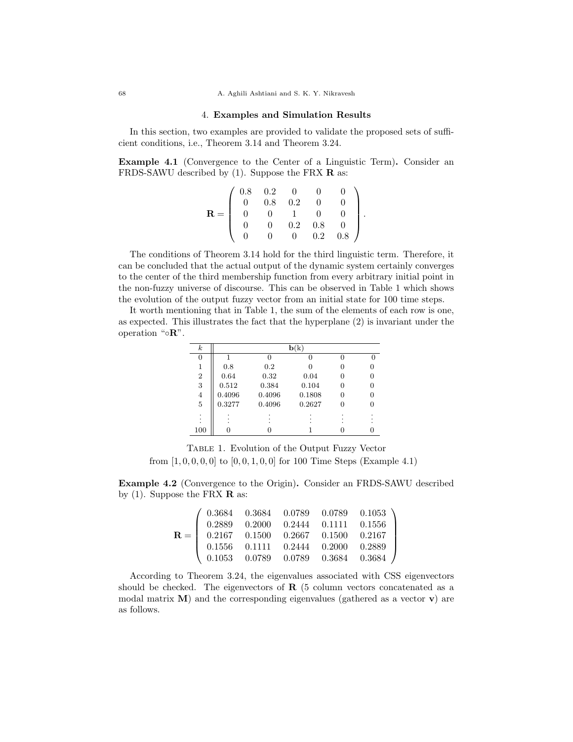## 4. Examples and Simulation Results

In this section, two examples are provided to validate the proposed sets of sufficient conditions, i.e., Theorem 3.14 and Theorem 3.24.

**Example 4.1** (Convergence to the Center of a Linguistic Term)**.** Consider an FRDS-SAWU described by (1). Suppose the FRX $\mathbf{R}$ as:

$$\mathbf{R} = \begin{pmatrix} 0.8 & 0.2 & 0 & 0 & 0 \\ 0 & 0.8 & 0.2 & 0 & 0 \\ 0 & 0 & 1 & 0 & 0 \\ 0 & 0 & 0.2 & 0.8 & 0 \\ 0 & 0 & 0 & 0.2 & 0.8 \end{pmatrix}.$$

The conditions of Theorem 3.14 hold for the third linguistic term. Therefore, it can be concluded that the actual output of the dynamic system certainly converges to the center of the third membership function from every arbitrary initial point in the non-fuzzy universe of discourse. This can be observed in Table 1 which shows the evolution of the output fuzzy vector from an initial state for 100 time steps.

It worth mentioning that in Table 1, the sum of the elements of each row is one, as expected. This illustrates the fact that the hyperplane (2) is invariant under the operation "$\circ\mathbf{R}$".

| $k$ | $\mathbf{b}(\mathrm{k})$ | | | | |
|---|---|---|---|---|---|
| 0 | 1 | 0 | 0 | 0 | 0 |
| 1 | 0.8 | 0.2 | 0 | 0 | 0 |
| 2 | 0.64 | 0.32 | 0.04 | 0 | 0 |
| 3 | 0.512 | 0.384 | 0.104 | 0 | 0 |
| 4 | 0.4096 | 0.4096 | 0.1808 | 0 | 0 |
| 5 | 0.3277 | 0.4096 | 0.2627 | 0 | 0 |
| ⋮ | ⋮ | ⋮ | ⋮ | ⋮ | ⋮ |
| 100 | 0 | 0 | 1 | 0 | 0 |

Table 1. Evolution of the Output Fuzzy Vector from $[1, 0, 0, 0, 0]$ to $[0, 0, 1, 0, 0]$ for 100 Time Steps (Example 4.1)

**Example 4.2** (Convergence to the Origin)**.** Consider an FRDS-SAWU described by (1). Suppose the FRX $\mathbf{R}$ as:

$$\mathbf{R} = \begin{pmatrix} 0.3684 & 0.3684 & 0.0789 & 0.0789 & 0.1053 \\ 0.2889 & 0.2000 & 0.2444 & 0.1111 & 0.1556 \\ 0.2167 & 0.1500 & 0.2667 & 0.1500 & 0.2167 \\ 0.1556 & 0.1111 & 0.2444 & 0.2000 & 0.2889 \\ 0.1053 & 0.0789 & 0.0789 & 0.3684 & 0.3684 \end{pmatrix}$$

According to Theorem 3.24, the eigenvalues associated with CSS eigenvectors should be checked. The eigenvectors of $\mathbf{R}$ (5 column vectors concatenated as a modal matrix $\mathbf{M}$) and the corresponding eigenvalues (gathered as a vector $\mathbf{v}$) are as follows.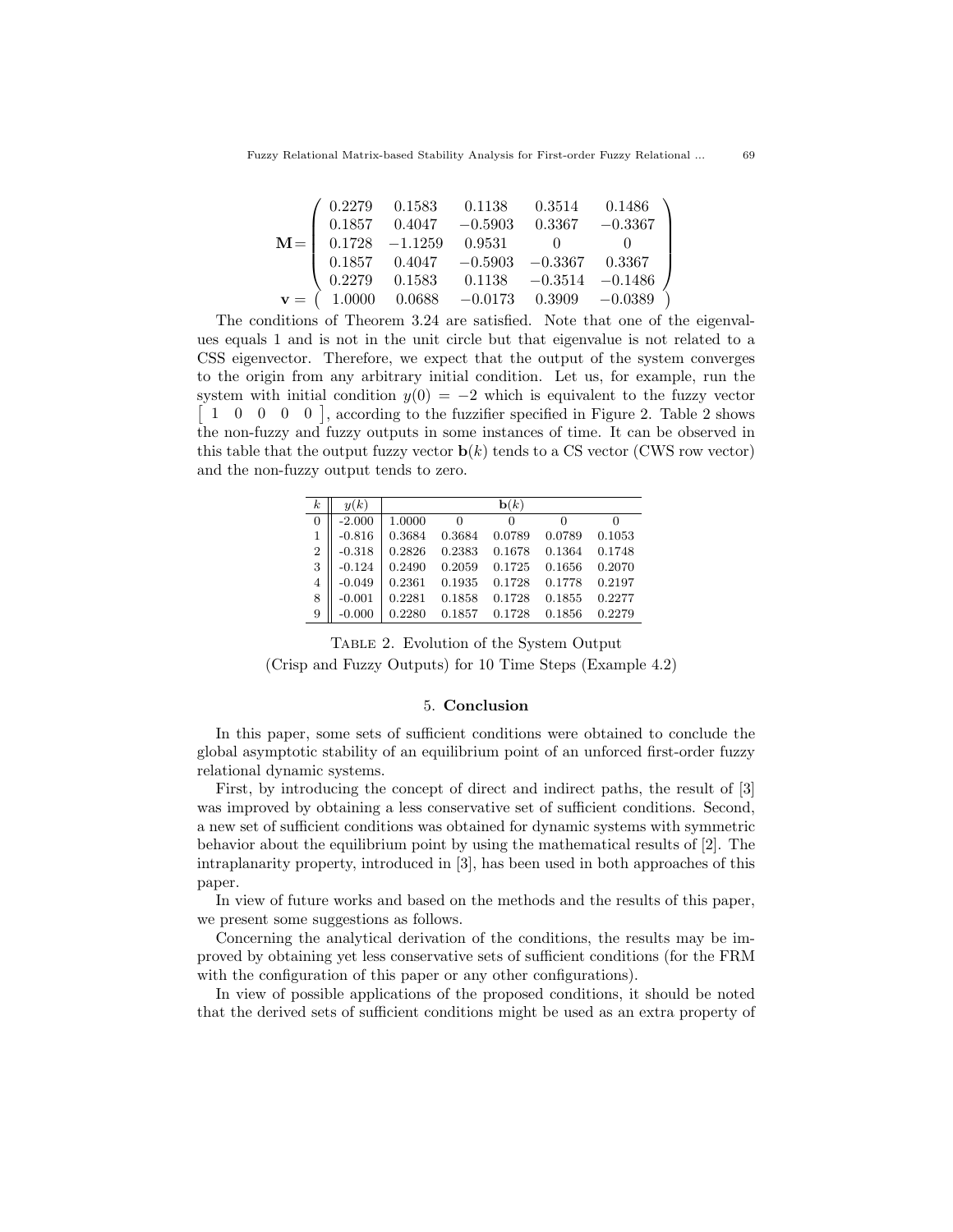$$
\mathbf{M} = \begin{pmatrix} 0.2279 & 0.1583 & 0.1138 & 0.3514 & 0.1486 \\ 0.1857 & 0.4047 & -0.5903 & 0.3367 & -0.3367 \\ 0.1728 & -1.1259 & 0.9531 & 0 & 0 \\ 0.1857 & 0.4047 & -0.5903 & -0.3367 & 0.3367 \\ 0.2279 & 0.1583 & 0.1138 & -0.3514 & -0.1486 \end{pmatrix}
$$

$$
\mathbf{v} = \begin{pmatrix} 1.0000 & 0.0688 & -0.0173 & 0.3909 & -0.0389 \end{pmatrix}
$$

The conditions of Theorem 3.24 are satisfied. Note that one of the eigenvalues equals 1 and is not in the unit circle but that eigenvalue is not related to a CSS eigenvector. Therefore, we expect that the output of the system converges to the origin from any arbitrary initial condition. Let us, for example, run the system with initial condition $y(0) = -2$ which is equivalent to the fuzzy vector $\begin{bmatrix} 1 & 0 & 0 & 0 & 0 \end{bmatrix}$, according to the fuzzifier specified in Figure 2. Table 2 shows the non-fuzzy and fuzzy outputs in some instances of time. It can be observed in this table that the output fuzzy vector $\mathbf{b}(k)$ tends to a CS vector (CWS row vector) and the non-fuzzy output tends to zero.

| $k$ | $y(k)$ | $\mathbf{b}(k)$ | | | | |
|---|---|---|---|---|---|---|
| 0 | -2.000 | 1.0000 | 0 | 0 | 0 | 0 |
| 1 | -0.816 | 0.3684 | 0.3684 | 0.0789 | 0.0789 | 0.1053 |
| 2 | -0.318 | 0.2826 | 0.2383 | 0.1678 | 0.1364 | 0.1748 |
| 3 | -0.124 | 0.2490 | 0.2059 | 0.1725 | 0.1656 | 0.2070 |
| 4 | -0.049 | 0.2361 | 0.1935 | 0.1728 | 0.1778 | 0.2197 |
| 8 | -0.001 | 0.2281 | 0.1858 | 0.1728 | 0.1855 | 0.2277 |
| 9 | -0.000 | 0.2280 | 0.1857 | 0.1728 | 0.1856 | 0.2279 |

Table 2. Evolution of the System Output (Crisp and Fuzzy Outputs) for 10 Time Steps (Example 4.2)

## 5. Conclusion

In this paper, some sets of sufficient conditions were obtained to conclude the global asymptotic stability of an equilibrium point of an unforced first-order fuzzy relational dynamic systems.

First, by introducing the concept of direct and indirect paths, the result of [3] was improved by obtaining a less conservative set of sufficient conditions. Second, a new set of sufficient conditions was obtained for dynamic systems with symmetric behavior about the equilibrium point by using the mathematical results of [2]. The intraplanarity property, introduced in [3], has been used in both approaches of this paper.

In view of future works and based on the methods and the results of this paper, we present some suggestions as follows.

Concerning the analytical derivation of the conditions, the results may be improved by obtaining yet less conservative sets of sufficient conditions (for the FRM with the configuration of this paper or any other configurations).

In view of possible applications of the proposed conditions, it should be noted that the derived sets of sufficient conditions might be used as an extra property of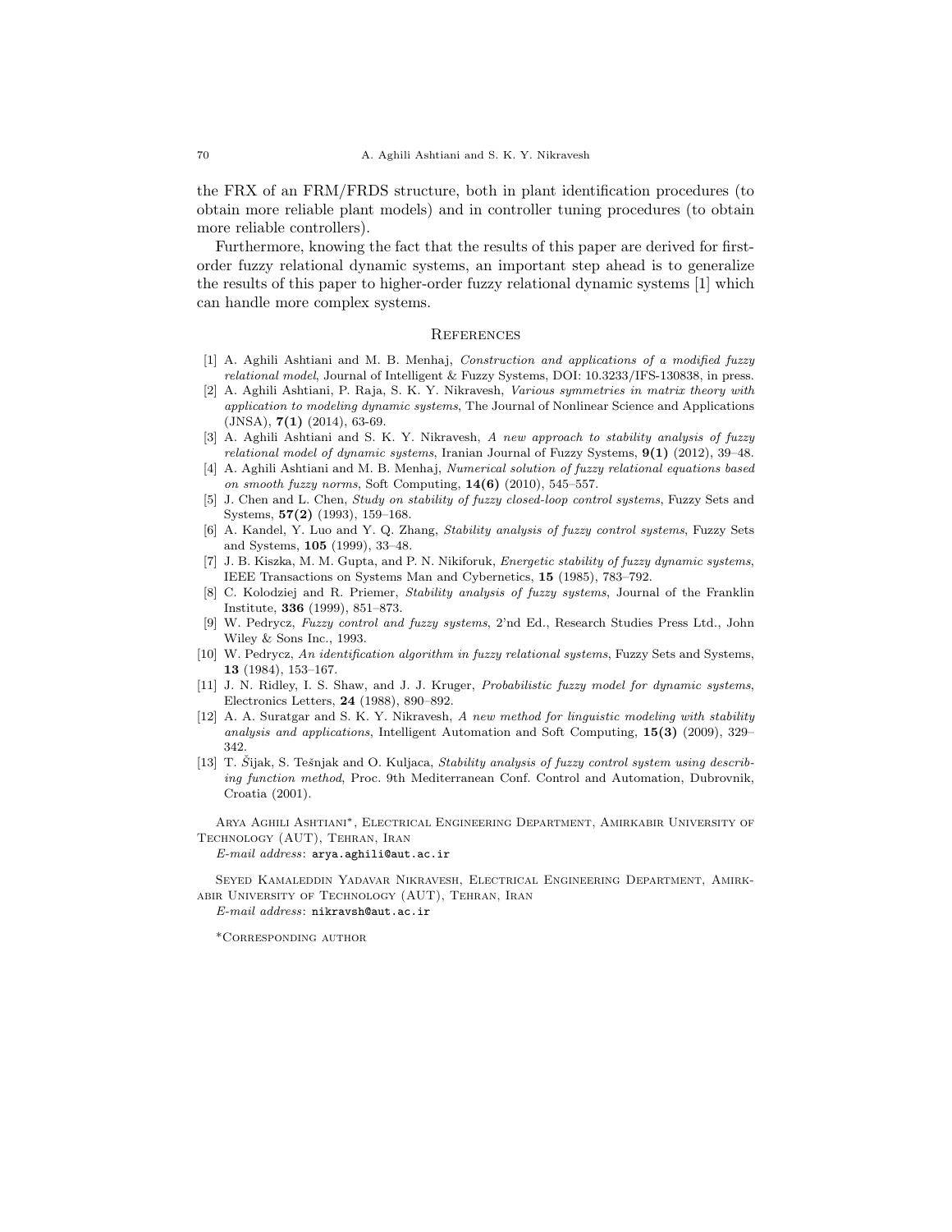the FRX of an FRM/FRDS structure, both in plant identification procedures (to obtain more reliable plant models) and in controller tuning procedures (to obtain more reliable controllers).

Furthermore, knowing the fact that the results of this paper are derived for first-order fuzzy relational dynamic systems, an important step ahead is to generalize the results of this paper to higher-order fuzzy relational dynamic systems [1] which can handle more complex systems.

## References

[1] A. Aghili Ashtiani and M. B. Menhaj, *Construction and applications of a modified fuzzy relational model*, Journal of Intelligent & Fuzzy Systems, DOI: 10.3233/IFS-130838, in press.

[2] A. Aghili Ashtiani, P. Raja, S. K. Y. Nikravesh, *Various symmetries in matrix theory with application to modeling dynamic systems*, The Journal of Nonlinear Science and Applications (JNSA), **7(1)** (2014), 63-69.

[3] A. Aghili Ashtiani and S. K. Y. Nikravesh, *A new approach to stability analysis of fuzzy relational model of dynamic systems*, Iranian Journal of Fuzzy Systems, **9(1)** (2012), 39–48.

[4] A. Aghili Ashtiani and M. B. Menhaj, *Numerical solution of fuzzy relational equations based on smooth fuzzy norms*, Soft Computing, **14(6)** (2010), 545–557.

[5] J. Chen and L. Chen, *Study on stability of fuzzy closed-loop control systems*, Fuzzy Sets and Systems, **57(2)** (1993), 159–168.

[6] A. Kandel, Y. Luo and Y. Q. Zhang, *Stability analysis of fuzzy control systems*, Fuzzy Sets and Systems, **105** (1999), 33–48.

[7] J. B. Kiszka, M. M. Gupta, and P. N. Nikiforuk, *Energetic stability of fuzzy dynamic systems*, IEEE Transactions on Systems Man and Cybernetics, **15** (1985), 783–792.

[8] C. Kolodziej and R. Priemer, *Stability analysis of fuzzy systems*, Journal of the Franklin Institute, **336** (1999), 851–873.

[9] W. Pedrycz, *Fuzzy control and fuzzy systems*, 2'nd Ed., Research Studies Press Ltd., John Wiley & Sons Inc., 1993.

[10] W. Pedrycz, *An identification algorithm in fuzzy relational systems*, Fuzzy Sets and Systems, **13** (1984), 153–167.

[11] J. N. Ridley, I. S. Shaw, and J. J. Kruger, *Probabilistic fuzzy model for dynamic systems*, Electronics Letters, **24** (1988), 890–892.

[12] A. A. Suratgar and S. K. Y. Nikravesh, *A new method for linguistic modeling with stability analysis and applications*, Intelligent Automation and Soft Computing, **15(3)** (2009), 329–342.

[13] T. Šijak, S. Tešnjak and O. Kuljaca, *Stability analysis of fuzzy control system using describing function method*, Proc. 9th Mediterranean Conf. Control and Automation, Dubrovnik, Croatia (2001).

Arya Aghili Ashtiani*, Electrical Engineering Department, Amirkabir University of Technology (AUT), Tehran, Iran

*E-mail address*: arya.aghili@aut.ac.ir

Seyed Kamaleddin Yadavar Nikravesh, Electrical Engineering Department, Amirkabir University of Technology (AUT), Tehran, Iran

*E-mail address*: nikravsh@aut.ac.ir

*Corresponding author